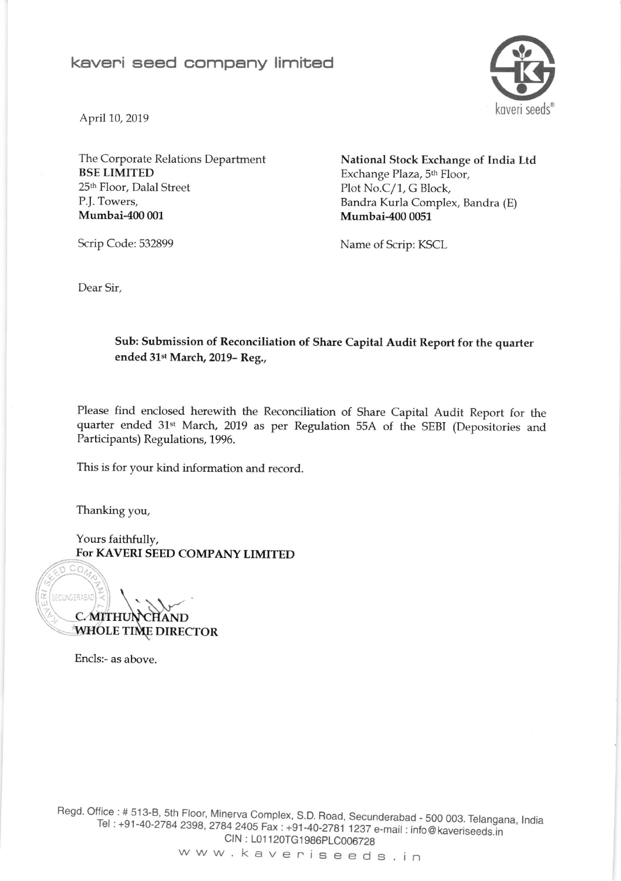# kaveri seed company limited

kaveri seeds®

April 10, 2019

The Corporate Relations Department
**BSE LIMITED**
25th Floor, Dalal Street
P.J. Towers,
**Mumbai-400 001**

Scrip Code: 532899

**National Stock Exchange of India Ltd**
Exchange Plaza, 5th Floor,
Plot No.C/1, G Block,
Bandra Kurla Complex, Bandra (E)
**Mumbai-400 0051**

Name of Scrip: KSCL

Dear Sir,

**Sub: Submission of Reconciliation of Share Capital Audit Report for the quarter ended 31st March, 2019– Reg.,**

Please find enclosed herewith the Reconciliation of Share Capital Audit Report for the quarter ended 31st March, 2019 as per Regulation 55A of the SEBI (Depositories and Participants) Regulations, 1996.

This is for your kind information and record.

Thanking you,

Yours faithfully,
**For KAVERI SEED COMPANY LIMITED**

**C. MITHUNCHAND**
**WHOLE TIME DIRECTOR**

Encls:- as above.

Regd. Office : # 513-B, 5th Floor, Minerva Complex, S.D. Road, Secunderabad - 500 003. Telangana, India
Tel : +91-40-2784 2398, 2784 2405 Fax : +91-40-2781 1237 e-mail : info@kaveriseeds.in
CIN : L01120TG1986PLC006728
www.kaveriseeds.in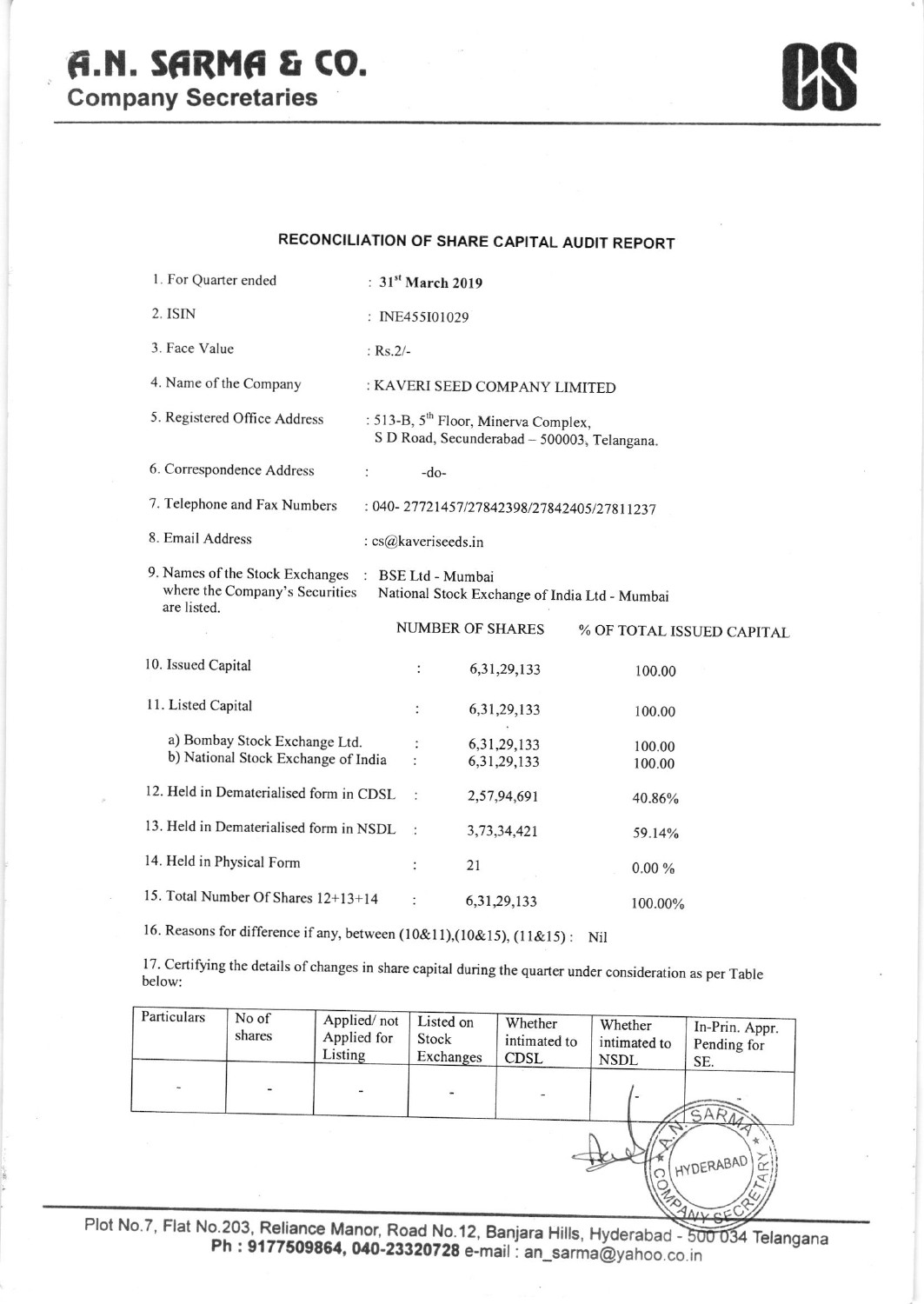# A.N. SARMA & CO.

**Company Secretaries**

## RECONCILIATION OF SHARE CAPITAL AUDIT REPORT

| | | | |
|---|---|---|---|
| 1. For Quarter ended | : **31st March 2019** | | |
| 2. ISIN | : INE455I01029 | | |
| 3. Face Value | : Rs.2/- | | |
| 4. Name of the Company | : KAVERI SEED COMPANY LIMITED | | |
| 5. Registered Office Address | : 513-B, 5th Floor, Minerva Complex, S D Road, Secunderabad – 500003, Telangana. | | |
| 6. Correspondence Address | : -do- | | |
| 7. Telephone and Fax Numbers | : 040- 27721457/27842398/27842405/27811237 | | |
| 8. Email Address | : cs@kaveriseeds.in | | |
| 9. Names of the Stock Exchanges where the Company's Securities are listed. | : BSE Ltd - Mumbai<br>National Stock Exchange of India Ltd - Mumbai | | |

| | | NUMBER OF SHARES | % OF TOTAL ISSUED CAPITAL |
|---|---|---|---|
| 10. Issued Capital | : | 6,31,29,133 | 100.00 |
| 11. Listed Capital | : | 6,31,29,133 | 100.00 |
| a) Bombay Stock Exchange Ltd. | : | 6,31,29,133 | 100.00 |
| b) National Stock Exchange of India | : | 6,31,29,133 | 100.00 |
| 12. Held in Dematerialised form in CDSL | : | 2,57,94,691 | 40.86% |
| 13. Held in Dematerialised form in NSDL | : | 3,73,34,421 | 59.14% |
| 14. Held in Physical Form | : | 21 | 0.00 % |
| 15. Total Number Of Shares 12+13+14 | : | 6,31,29,133 | 100.00% |

16. Reasons for difference if any, between (10&11),(10&15), (11&15) : Nil

17. Certifying the details of changes in share capital during the quarter under consideration as per Table below:

| Particulars | No of shares | Applied/ not Applied for Listing | Listed on Stock Exchanges | Whether intimated to CDSL | Whether intimated to NSDL | In-Prin. Appr. Pending for SE. |
|---|---|---|---|---|---|---|
| - | - | - | - | - | - | - |

Plot No.7, Flat No.203, Reliance Manor, Road No.12, Banjara Hills, Hyderabad - 500 034 Telangana
**Ph : 9177509864, 040-23320728 e-mail : an_sarma@yahoo.co.in**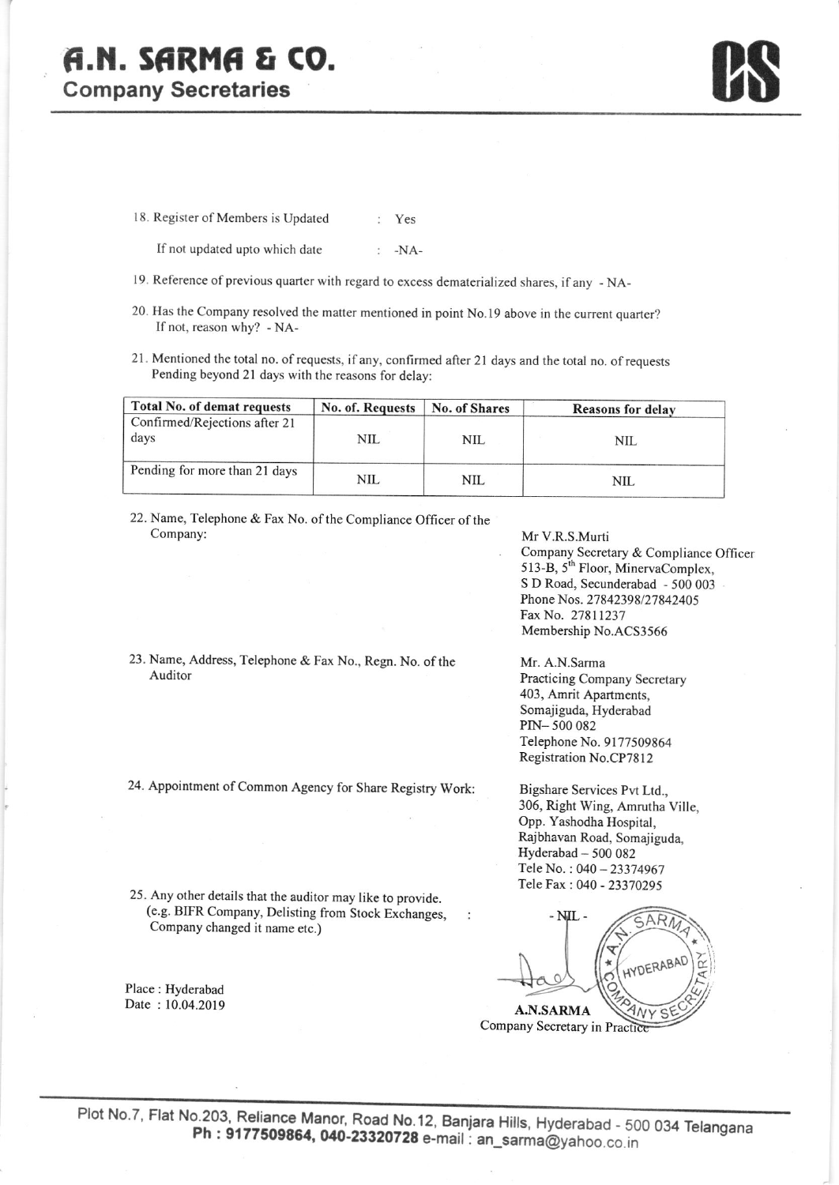# A.N. SARMA & CO.

**Company Secretaries**

18. Register of Members is Updated : Yes

    If not updated upto which date : -NA-

19. Reference of previous quarter with regard to excess dematerialized shares, if any - NA-

20. Has the Company resolved the matter mentioned in point No.19 above in the current quarter? If not, reason why? - NA-

21. Mentioned the total no. of requests, if any, confirmed after 21 days and the total no. of requests Pending beyond 21 days with the reasons for delay:

| Total No. of demat requests | No. of. Requests | No. of Shares | Reasons for delay |
|---|---|---|---|
| Confirmed/Rejections after 21 days | NIL | NIL | NIL |
| Pending for more than 21 days | NIL | NIL | NIL |

22. Name, Telephone & Fax No. of the Compliance Officer of the Company:

    Mr V.R.S.Murti
    Company Secretary & Compliance Officer
    513-B, 5th Floor, MinervaComplex,
    S D Road, Secunderabad - 500 003
    Phone Nos. 27842398/27842405
    Fax No. 27811237
    Membership No.ACS3566

23. Name, Address, Telephone & Fax No., Regn. No. of the Auditor

    Mr. A.N.Sarma
    Practicing Company Secretary
    403, Amrit Apartments,
    Somajiguda, Hyderabad
    PIN– 500 082
    Telephone No. 9177509864
    Registration No.CP7812

24. Appointment of Common Agency for Share Registry Work:

    Bigshare Services Pvt Ltd.,
    306, Right Wing, Amrutha Ville,
    Opp. Yashodha Hospital,
    Rajbhavan Road, Somajiguda,
    Hyderabad – 500 082
    Tele No. : 040 – 23374967
    Tele Fax : 040 - 23370295

25. Any other details that the auditor may like to provide. (e.g. BIFR Company, Delisting from Stock Exchanges, Company changed it name etc.) : - NIL -

Place : Hyderabad
Date : 10.04.2019

**A.N.SARMA**
Company Secretary in Practice

Plot No.7, Flat No.203, Reliance Manor, Road No.12, Banjara Hills, Hyderabad - 500 034 Telangana
**Ph : 9177509864, 040-23320728** e-mail : an_sarma@yahoo.co.in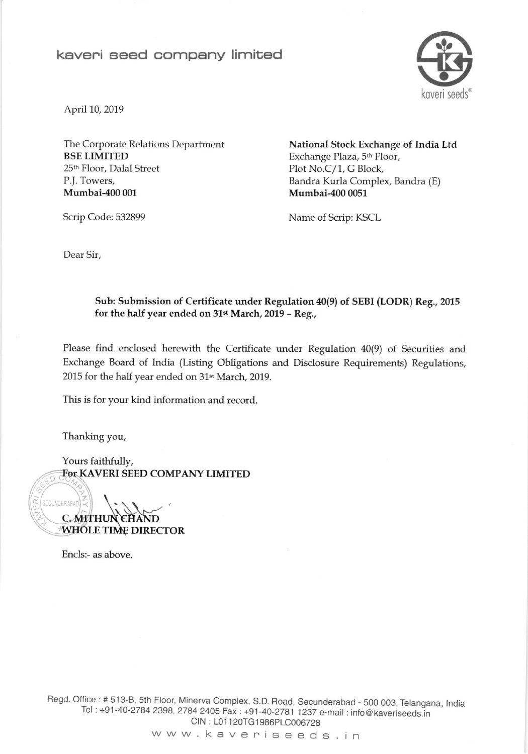# kaveri seed company limited

April 10, 2019

The Corporate Relations Department
**BSE LIMITED**
25th Floor, Dalal Street
P.J. Towers,
**Mumbai-400 001**

Scrip Code: 532899

**National Stock Exchange of India Ltd**
Exchange Plaza, 5th Floor,
Plot No.C/1, G Block,
Bandra Kurla Complex, Bandra (E)
**Mumbai-400 0051**

Name of Scrip: KSCL

Dear Sir,

**Sub: Submission of Certificate under Regulation 40(9) of SEBI (LODR) Reg., 2015 for the half year ended on 31st March, 2019 – Reg.,**

Please find enclosed herewith the Certificate under Regulation 40(9) of Securities and Exchange Board of India (Listing Obligations and Disclosure Requirements) Regulations, 2015 for the half year ended on 31st March, 2019.

This is for your kind information and record.

Thanking you,

Yours faithfully,
**For KAVERI SEED COMPANY LIMITED**

**C. MITHUN CHAND**
**WHOLE TIME DIRECTOR**

Encls:- as above.

Regd. Office : # 513-B, 5th Floor, Minerva Complex, S.D. Road, Secunderabad - 500 003. Telangana, India
Tel : +91-40-2784 2398, 2784 2405 Fax : +91-40-2781 1237 e-mail : info@kaveriseeds.in
CIN : L01120TG1986PLC006728
www.kaveriseeds.in